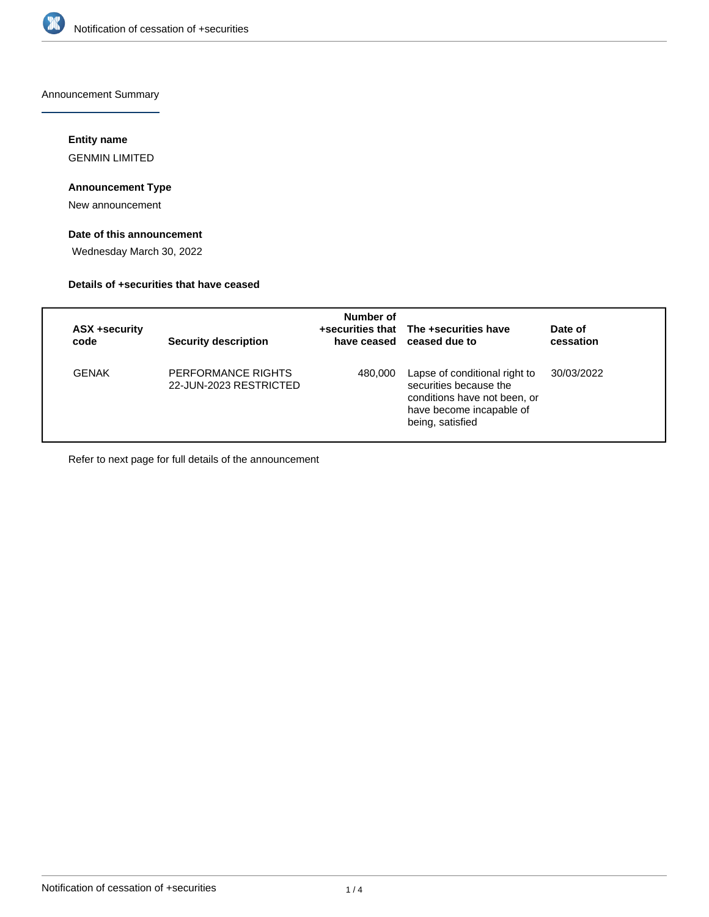Announcement Summary

**Entity name**

GENMIN LIMITED

**Announcement Type**

New announcement

**Date of this announcement**

Wednesday March 30, 2022

**Details of +securities that have ceased**

| ASX +security code | Security description | Number of +securities that have ceased | The +securities have ceased due to | Date of cessation |
| --- | --- | --- | --- | --- |
| GENAK | PERFORMANCE RIGHTS 22-JUN-2023 RESTRICTED | 480,000 | Lapse of conditional right to securities because the conditions have not been, or have become incapable of being, satisfied | 30/03/2022 |

Refer to next page for full details of the announcement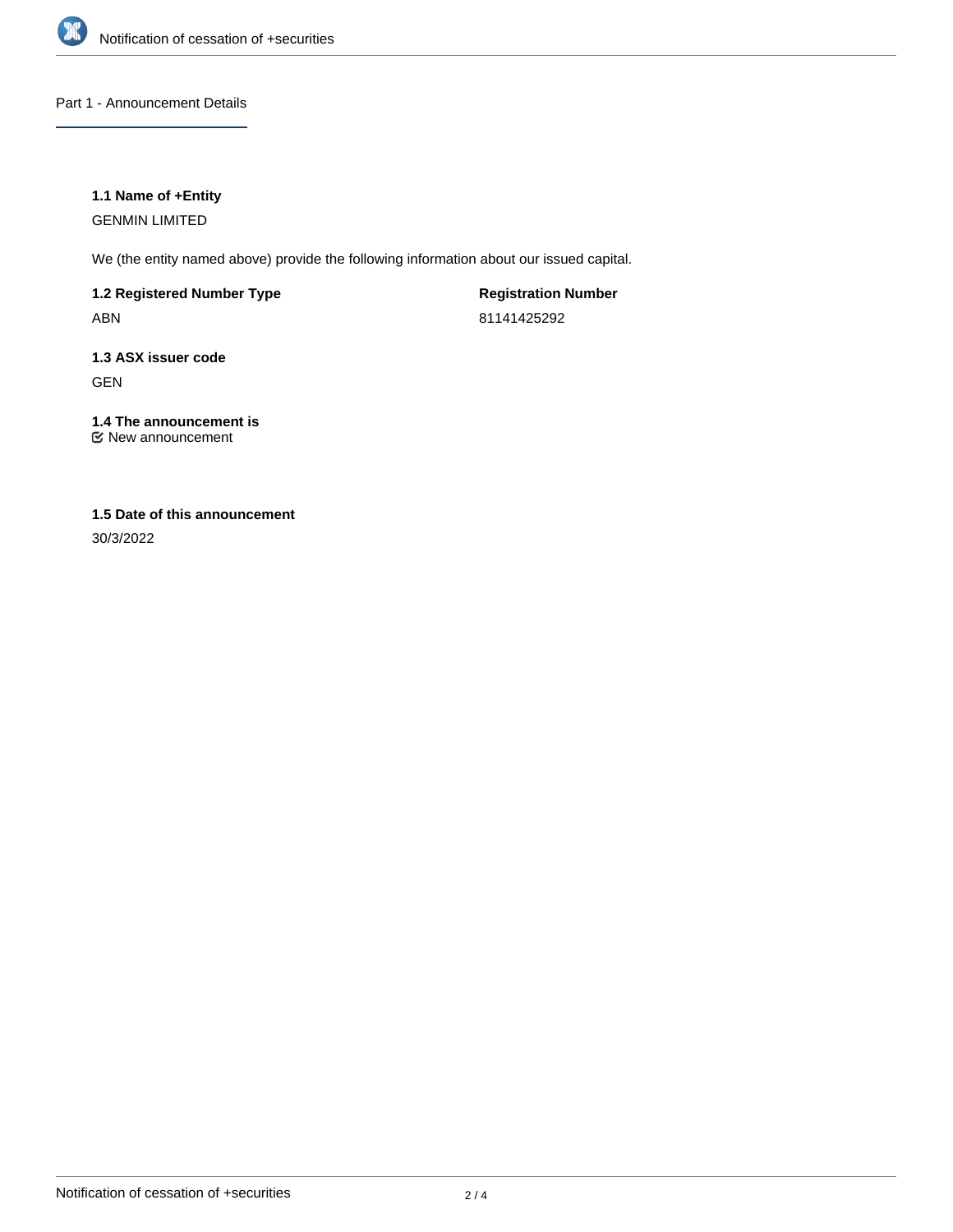## Part 1 - Announcement Details

### 1.1 Name of +Entity

GENMIN LIMITED

We (the entity named above) provide the following information about our issued capital.

| 1.2 Registered Number Type | Registration Number |
|---|---|
| ABN | 81141425292 |

### 1.3 ASX issuer code

GEN

### 1.4 The announcement is

☑ New announcement

### 1.5 Date of this announcement

30/3/2022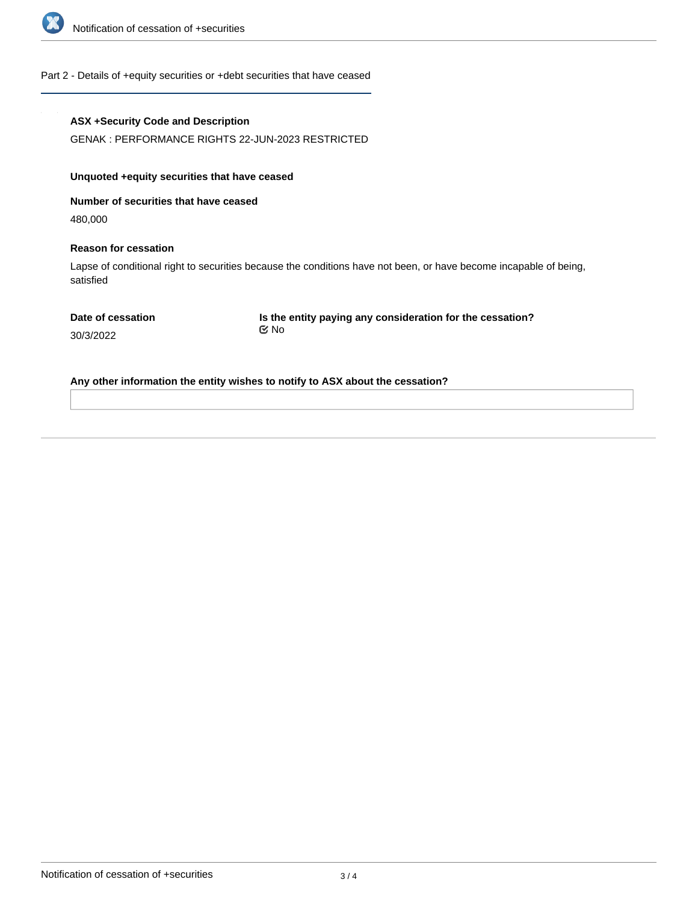## Part 2 - Details of +equity securities or +debt securities that have ceased

**ASX +Security Code and Description**

GENAK : PERFORMANCE RIGHTS 22-JUN-2023 RESTRICTED

**Unquoted +equity securities that have ceased**

**Number of securities that have ceased**

480,000

**Reason for cessation**

Lapse of conditional right to securities because the conditions have not been, or have become incapable of being, satisfied

**Date of cessation**

30/3/2022

**Is the entity paying any consideration for the cessation?**

☑ No

**Any other information the entity wishes to notify to ASX about the cessation?**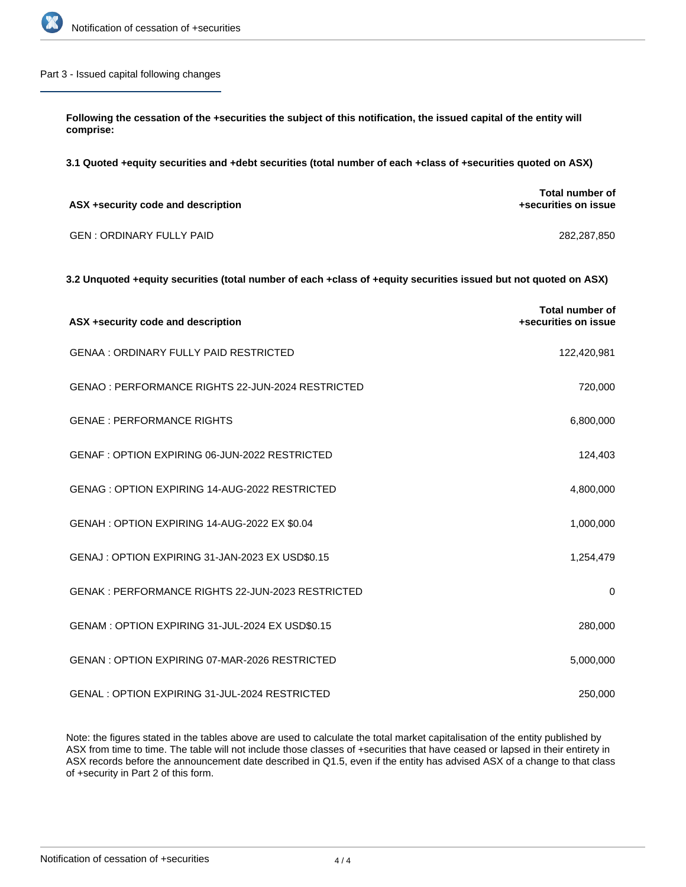## Part 3 - Issued capital following changes

**Following the cessation of the +securities the subject of this notification, the issued capital of the entity will comprise:**

**3.1 Quoted +equity securities and +debt securities (total number of each +class of +securities quoted on ASX)**

| ASX +security code and description | Total number of +securities on issue |
|---|---|
| GEN : ORDINARY FULLY PAID | 282,287,850 |

**3.2 Unquoted +equity securities (total number of each +class of +equity securities issued but not quoted on ASX)**

| ASX +security code and description | Total number of +securities on issue |
|---|---|
| GENAA : ORDINARY FULLY PAID RESTRICTED | 122,420,981 |
| GENAO : PERFORMANCE RIGHTS 22-JUN-2024 RESTRICTED | 720,000 |
| GENAE : PERFORMANCE RIGHTS | 6,800,000 |
| GENAF : OPTION EXPIRING 06-JUN-2022 RESTRICTED | 124,403 |
| GENAG : OPTION EXPIRING 14-AUG-2022 RESTRICTED | 4,800,000 |
| GENAH : OPTION EXPIRING 14-AUG-2022 EX $0.04 | 1,000,000 |
| GENAJ : OPTION EXPIRING 31-JAN-2023 EX USD$0.15 | 1,254,479 |
| GENAK : PERFORMANCE RIGHTS 22-JUN-2023 RESTRICTED | 0 |
| GENAM : OPTION EXPIRING 31-JUL-2024 EX USD$0.15 | 280,000 |
| GENAN : OPTION EXPIRING 07-MAR-2026 RESTRICTED | 5,000,000 |
| GENAL : OPTION EXPIRING 31-JUL-2024 RESTRICTED | 250,000 |

Note: the figures stated in the tables above are used to calculate the total market capitalisation of the entity published by ASX from time to time. The table will not include those classes of +securities that have ceased or lapsed in their entirety in ASX records before the announcement date described in Q1.5, even if the entity has advised ASX of a change to that class of +security in Part 2 of this form.